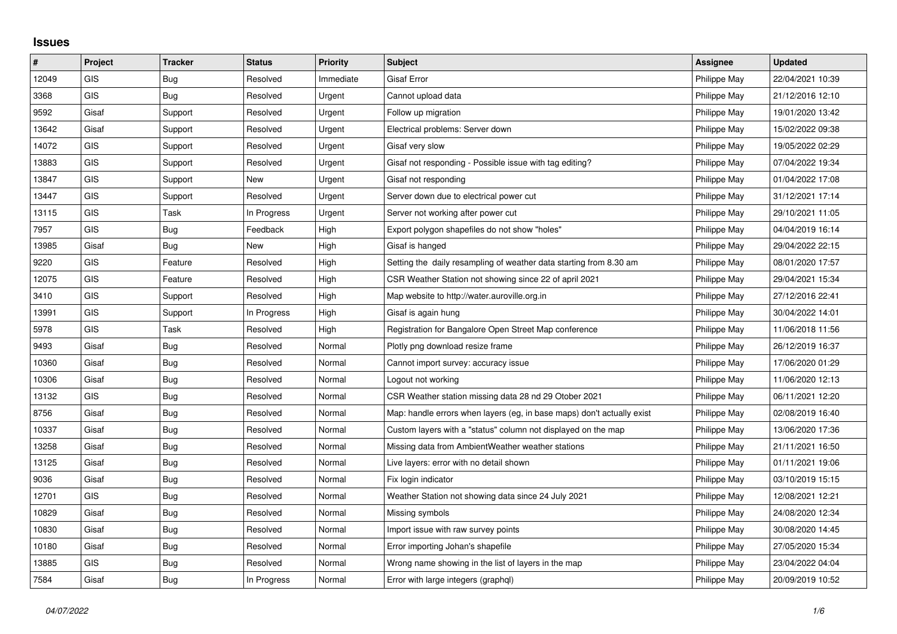## Issues

| # | Project | Tracker | Status | Priority | Subject | Assignee | Updated |
|---|---|---|---|---|---|---|---|
| 12049 | GIS | Bug | Resolved | Immediate | Gisaf Error | Philippe May | 22/04/2021 10:39 |
| 3368 | GIS | Bug | Resolved | Urgent | Cannot upload data | Philippe May | 21/12/2016 12:10 |
| 9592 | Gisaf | Support | Resolved | Urgent | Follow up migration | Philippe May | 19/01/2020 13:42 |
| 13642 | Gisaf | Support | Resolved | Urgent | Electrical problems: Server down | Philippe May | 15/02/2022 09:38 |
| 14072 | GIS | Support | Resolved | Urgent | Gisaf very slow | Philippe May | 19/05/2022 02:29 |
| 13883 | GIS | Support | Resolved | Urgent | Gisaf not responding - Possible issue with tag editing? | Philippe May | 07/04/2022 19:34 |
| 13847 | GIS | Support | New | Urgent | Gisaf not responding | Philippe May | 01/04/2022 17:08 |
| 13447 | GIS | Support | Resolved | Urgent | Server down due to electrical power cut | Philippe May | 31/12/2021 17:14 |
| 13115 | GIS | Task | In Progress | Urgent | Server not working after power cut | Philippe May | 29/10/2021 11:05 |
| 7957 | GIS | Bug | Feedback | High | Export polygon shapefiles do not show "holes" | Philippe May | 04/04/2019 16:14 |
| 13985 | Gisaf | Bug | New | High | Gisaf is hanged | Philippe May | 29/04/2022 22:15 |
| 9220 | GIS | Feature | Resolved | High | Setting the daily resampling of weather data starting from 8.30 am | Philippe May | 08/01/2020 17:57 |
| 12075 | GIS | Feature | Resolved | High | CSR Weather Station not showing since 22 of april 2021 | Philippe May | 29/04/2021 15:34 |
| 3410 | GIS | Support | Resolved | High | Map website to http://water.auroville.org.in | Philippe May | 27/12/2016 22:41 |
| 13991 | GIS | Support | In Progress | High | Gisaf is again hung | Philippe May | 30/04/2022 14:01 |
| 5978 | GIS | Task | Resolved | High | Registration for Bangalore Open Street Map conference | Philippe May | 11/06/2018 11:56 |
| 9493 | Gisaf | Bug | Resolved | Normal | Plotly png download resize frame | Philippe May | 26/12/2019 16:37 |
| 10360 | Gisaf | Bug | Resolved | Normal | Cannot import survey: accuracy issue | Philippe May | 17/06/2020 01:29 |
| 10306 | Gisaf | Bug | Resolved | Normal | Logout not working | Philippe May | 11/06/2020 12:13 |
| 13132 | GIS | Bug | Resolved | Normal | CSR Weather station missing data 28 nd 29 Otober 2021 | Philippe May | 06/11/2021 12:20 |
| 8756 | Gisaf | Bug | Resolved | Normal | Map: handle errors when layers (eg, in base maps) don't actually exist | Philippe May | 02/08/2019 16:40 |
| 10337 | Gisaf | Bug | Resolved | Normal | Custom layers with a "status" column not displayed on the map | Philippe May | 13/06/2020 17:36 |
| 13258 | Gisaf | Bug | Resolved | Normal | Missing data from AmbientWeather weather stations | Philippe May | 21/11/2021 16:50 |
| 13125 | Gisaf | Bug | Resolved | Normal | Live layers: error with no detail shown | Philippe May | 01/11/2021 19:06 |
| 9036 | Gisaf | Bug | Resolved | Normal | Fix login indicator | Philippe May | 03/10/2019 15:15 |
| 12701 | GIS | Bug | Resolved | Normal | Weather Station not showing data since 24 July 2021 | Philippe May | 12/08/2021 12:21 |
| 10829 | Gisaf | Bug | Resolved | Normal | Missing symbols | Philippe May | 24/08/2020 12:34 |
| 10830 | Gisaf | Bug | Resolved | Normal | Import issue with raw survey points | Philippe May | 30/08/2020 14:45 |
| 10180 | Gisaf | Bug | Resolved | Normal | Error importing Johan's shapefile | Philippe May | 27/05/2020 15:34 |
| 13885 | GIS | Bug | Resolved | Normal | Wrong name showing in the list of layers in the map | Philippe May | 23/04/2022 04:04 |
| 7584 | Gisaf | Bug | In Progress | Normal | Error with large integers (graphql) | Philippe May | 20/09/2019 10:52 |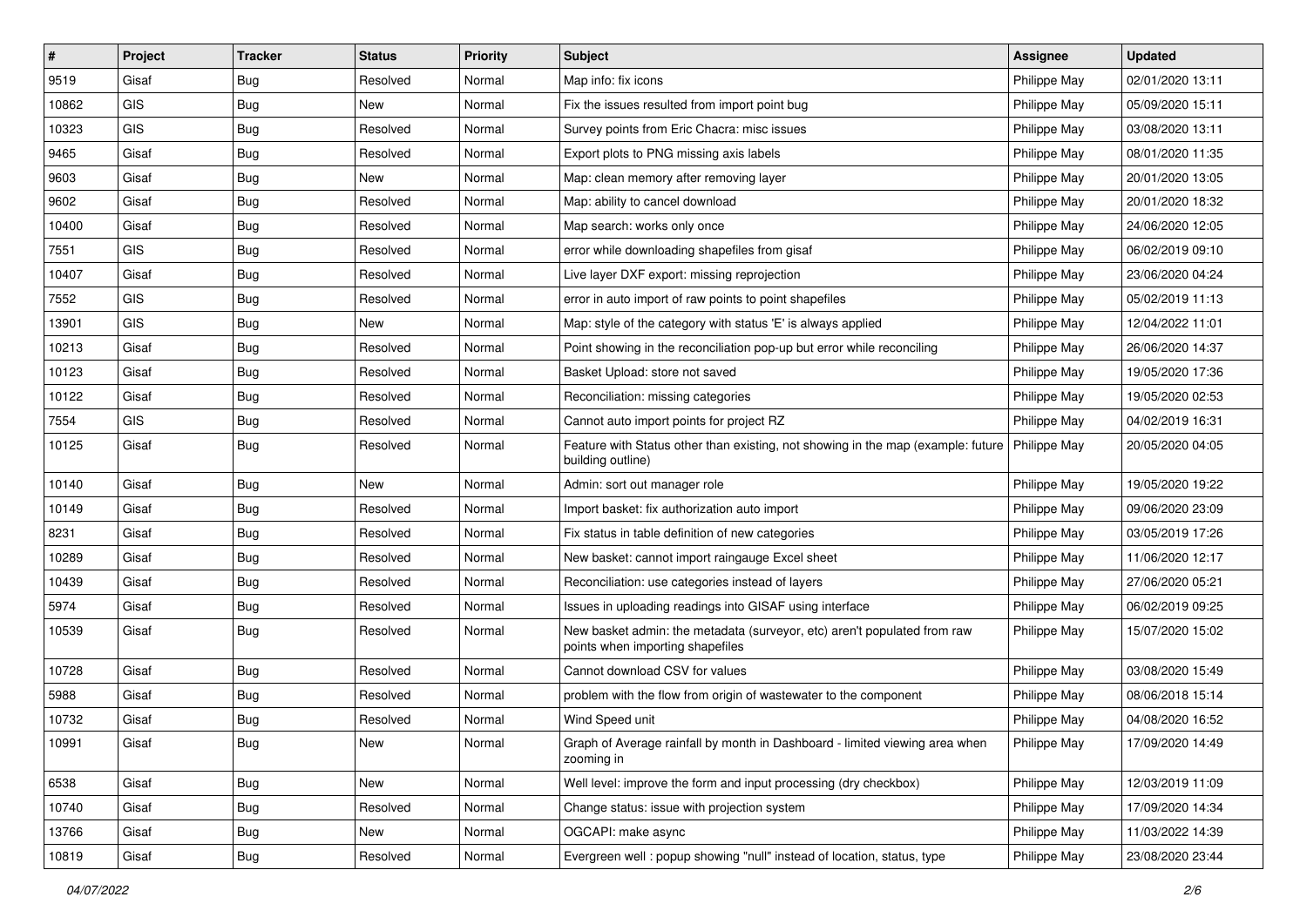| # | Project | Tracker | Status | Priority | Subject | Assignee | Updated |
|---|---|---|---|---|---|---|---|
| 9519 | Gisaf | Bug | Resolved | Normal | Map info: fix icons | Philippe May | 02/01/2020 13:11 |
| 10862 | GIS | Bug | New | Normal | Fix the issues resulted from import point bug | Philippe May | 05/09/2020 15:11 |
| 10323 | GIS | Bug | Resolved | Normal | Survey points from Eric Chacra: misc issues | Philippe May | 03/08/2020 13:11 |
| 9465 | Gisaf | Bug | Resolved | Normal | Export plots to PNG missing axis labels | Philippe May | 08/01/2020 11:35 |
| 9603 | Gisaf | Bug | New | Normal | Map: clean memory after removing layer | Philippe May | 20/01/2020 13:05 |
| 9602 | Gisaf | Bug | Resolved | Normal | Map: ability to cancel download | Philippe May | 20/01/2020 18:32 |
| 10400 | Gisaf | Bug | Resolved | Normal | Map search: works only once | Philippe May | 24/06/2020 12:05 |
| 7551 | GIS | Bug | Resolved | Normal | error while downloading shapefiles from gisaf | Philippe May | 06/02/2019 09:10 |
| 10407 | Gisaf | Bug | Resolved | Normal | Live layer DXF export: missing reprojection | Philippe May | 23/06/2020 04:24 |
| 7552 | GIS | Bug | Resolved | Normal | error in auto import of raw points to point shapefiles | Philippe May | 05/02/2019 11:13 |
| 13901 | GIS | Bug | New | Normal | Map: style of the category with status 'E' is always applied | Philippe May | 12/04/2022 11:01 |
| 10213 | Gisaf | Bug | Resolved | Normal | Point showing in the reconciliation pop-up but error while reconciling | Philippe May | 26/06/2020 14:37 |
| 10123 | Gisaf | Bug | Resolved | Normal | Basket Upload: store not saved | Philippe May | 19/05/2020 17:36 |
| 10122 | Gisaf | Bug | Resolved | Normal | Reconciliation: missing categories | Philippe May | 19/05/2020 02:53 |
| 7554 | GIS | Bug | Resolved | Normal | Cannot auto import points for project RZ | Philippe May | 04/02/2019 16:31 |
| 10125 | Gisaf | Bug | Resolved | Normal | Feature with Status other than existing, not showing in the map (example: future building outline) | Philippe May | 20/05/2020 04:05 |
| 10140 | Gisaf | Bug | New | Normal | Admin: sort out manager role | Philippe May | 19/05/2020 19:22 |
| 10149 | Gisaf | Bug | Resolved | Normal | Import basket: fix authorization auto import | Philippe May | 09/06/2020 23:09 |
| 8231 | Gisaf | Bug | Resolved | Normal | Fix status in table definition of new categories | Philippe May | 03/05/2019 17:26 |
| 10289 | Gisaf | Bug | Resolved | Normal | New basket: cannot import raingauge Excel sheet | Philippe May | 11/06/2020 12:17 |
| 10439 | Gisaf | Bug | Resolved | Normal | Reconciliation: use categories instead of layers | Philippe May | 27/06/2020 05:21 |
| 5974 | Gisaf | Bug | Resolved | Normal | Issues in uploading readings into GISAF using interface | Philippe May | 06/02/2019 09:25 |
| 10539 | Gisaf | Bug | Resolved | Normal | New basket admin: the metadata (surveyor, etc) aren't populated from raw points when importing shapefiles | Philippe May | 15/07/2020 15:02 |
| 10728 | Gisaf | Bug | Resolved | Normal | Cannot download CSV for values | Philippe May | 03/08/2020 15:49 |
| 5988 | Gisaf | Bug | Resolved | Normal | problem with the flow from origin of wastewater to the component | Philippe May | 08/06/2018 15:14 |
| 10732 | Gisaf | Bug | Resolved | Normal | Wind Speed unit | Philippe May | 04/08/2020 16:52 |
| 10991 | Gisaf | Bug | New | Normal | Graph of Average rainfall by month in Dashboard - limited viewing area when zooming in | Philippe May | 17/09/2020 14:49 |
| 6538 | Gisaf | Bug | New | Normal | Well level: improve the form and input processing (dry checkbox) | Philippe May | 12/03/2019 11:09 |
| 10740 | Gisaf | Bug | Resolved | Normal | Change status: issue with projection system | Philippe May | 17/09/2020 14:34 |
| 13766 | Gisaf | Bug | New | Normal | OGCAPI: make async | Philippe May | 11/03/2022 14:39 |
| 10819 | Gisaf | Bug | Resolved | Normal | Evergreen well : popup showing "null" instead of location, status, type | Philippe May | 23/08/2020 23:44 |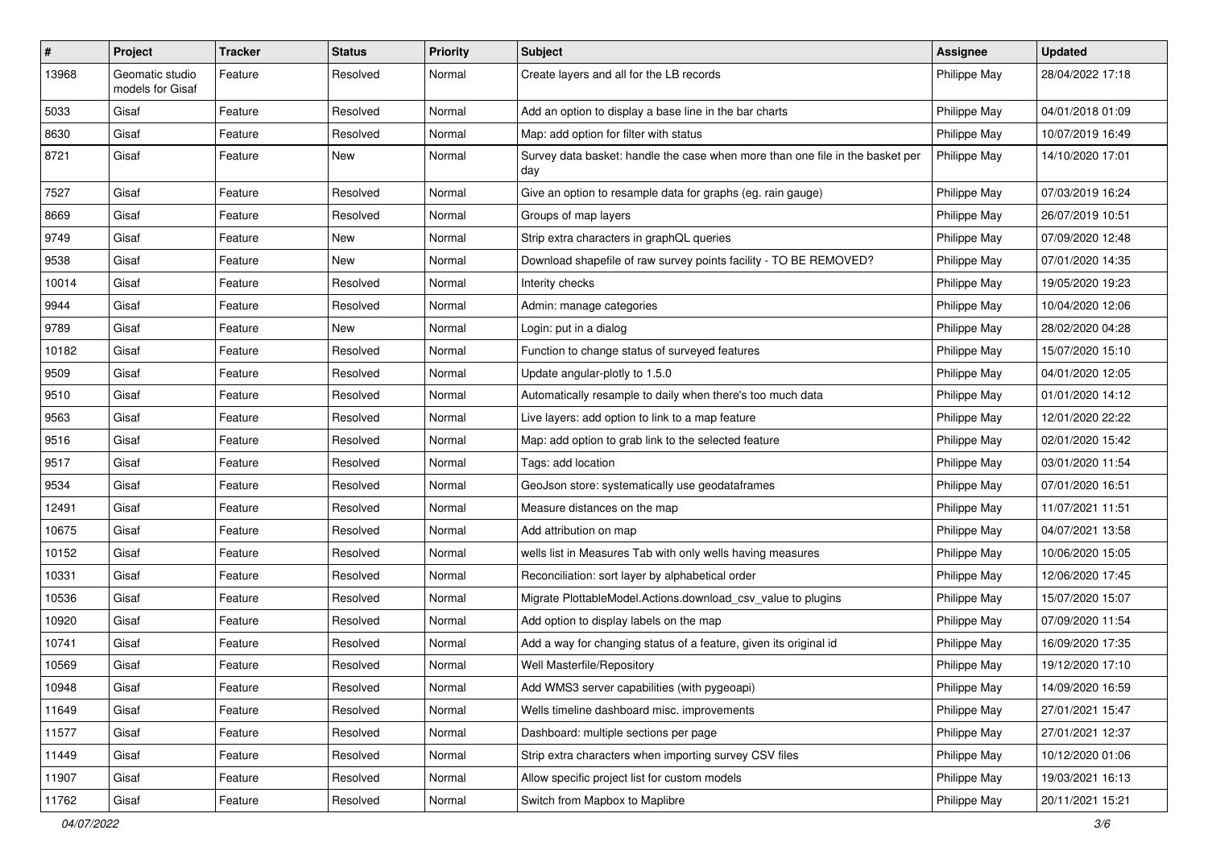| # | Project | Tracker | Status | Priority | Subject | Assignee | Updated |
|---|---|---|---|---|---|---|---|
| 13968 | Geomatic studio models for Gisaf | Feature | Resolved | Normal | Create layers and all for the LB records | Philippe May | 28/04/2022 17:18 |
| 5033 | Gisaf | Feature | Resolved | Normal | Add an option to display a base line in the bar charts | Philippe May | 04/01/2018 01:09 |
| 8630 | Gisaf | Feature | Resolved | Normal | Map: add option for filter with status | Philippe May | 10/07/2019 16:49 |
| 8721 | Gisaf | Feature | New | Normal | Survey data basket: handle the case when more than one file in the basket per day | Philippe May | 14/10/2020 17:01 |
| 7527 | Gisaf | Feature | Resolved | Normal | Give an option to resample data for graphs (eg. rain gauge) | Philippe May | 07/03/2019 16:24 |
| 8669 | Gisaf | Feature | Resolved | Normal | Groups of map layers | Philippe May | 26/07/2019 10:51 |
| 9749 | Gisaf | Feature | New | Normal | Strip extra characters in graphQL queries | Philippe May | 07/09/2020 12:48 |
| 9538 | Gisaf | Feature | New | Normal | Download shapefile of raw survey points facility - TO BE REMOVED? | Philippe May | 07/01/2020 14:35 |
| 10014 | Gisaf | Feature | Resolved | Normal | Interity checks | Philippe May | 19/05/2020 19:23 |
| 9944 | Gisaf | Feature | Resolved | Normal | Admin: manage categories | Philippe May | 10/04/2020 12:06 |
| 9789 | Gisaf | Feature | New | Normal | Login: put in a dialog | Philippe May | 28/02/2020 04:28 |
| 10182 | Gisaf | Feature | Resolved | Normal | Function to change status of surveyed features | Philippe May | 15/07/2020 15:10 |
| 9509 | Gisaf | Feature | Resolved | Normal | Update angular-plotly to 1.5.0 | Philippe May | 04/01/2020 12:05 |
| 9510 | Gisaf | Feature | Resolved | Normal | Automatically resample to daily when there's too much data | Philippe May | 01/01/2020 14:12 |
| 9563 | Gisaf | Feature | Resolved | Normal | Live layers: add option to link to a map feature | Philippe May | 12/01/2020 22:22 |
| 9516 | Gisaf | Feature | Resolved | Normal | Map: add option to grab link to the selected feature | Philippe May | 02/01/2020 15:42 |
| 9517 | Gisaf | Feature | Resolved | Normal | Tags: add location | Philippe May | 03/01/2020 11:54 |
| 9534 | Gisaf | Feature | Resolved | Normal | GeoJson store: systematically use geodataframes | Philippe May | 07/01/2020 16:51 |
| 12491 | Gisaf | Feature | Resolved | Normal | Measure distances on the map | Philippe May | 11/07/2021 11:51 |
| 10675 | Gisaf | Feature | Resolved | Normal | Add attribution on map | Philippe May | 04/07/2021 13:58 |
| 10152 | Gisaf | Feature | Resolved | Normal | wells list in Measures Tab with only wells having measures | Philippe May | 10/06/2020 15:05 |
| 10331 | Gisaf | Feature | Resolved | Normal | Reconciliation: sort layer by alphabetical order | Philippe May | 12/06/2020 17:45 |
| 10536 | Gisaf | Feature | Resolved | Normal | Migrate PlottableModel.Actions.download_csv_value to plugins | Philippe May | 15/07/2020 15:07 |
| 10920 | Gisaf | Feature | Resolved | Normal | Add option to display labels on the map | Philippe May | 07/09/2020 11:54 |
| 10741 | Gisaf | Feature | Resolved | Normal | Add a way for changing status of a feature, given its original id | Philippe May | 16/09/2020 17:35 |
| 10569 | Gisaf | Feature | Resolved | Normal | Well Masterfile/Repository | Philippe May | 19/12/2020 17:10 |
| 10948 | Gisaf | Feature | Resolved | Normal | Add WMS3 server capabilities (with pygeoapi) | Philippe May | 14/09/2020 16:59 |
| 11649 | Gisaf | Feature | Resolved | Normal | Wells timeline dashboard misc. improvements | Philippe May | 27/01/2021 15:47 |
| 11577 | Gisaf | Feature | Resolved | Normal | Dashboard: multiple sections per page | Philippe May | 27/01/2021 12:37 |
| 11449 | Gisaf | Feature | Resolved | Normal | Strip extra characters when importing survey CSV files | Philippe May | 10/12/2020 01:06 |
| 11907 | Gisaf | Feature | Resolved | Normal | Allow specific project list for custom models | Philippe May | 19/03/2021 16:13 |
| 11762 | Gisaf | Feature | Resolved | Normal | Switch from Mapbox to Maplibre | Philippe May | 20/11/2021 15:21 |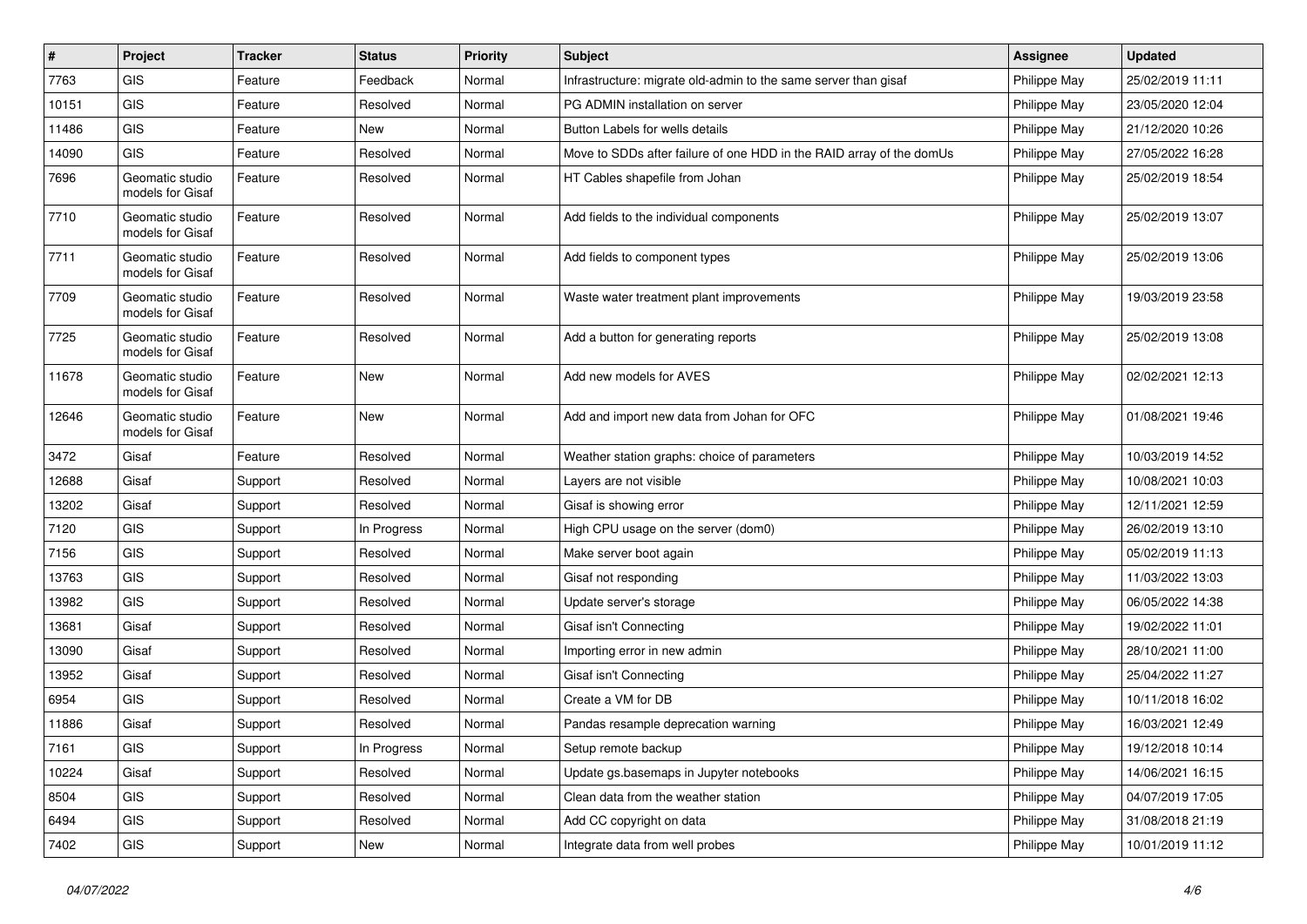| # | Project | Tracker | Status | Priority | Subject | Assignee | Updated |
|---|---|---|---|---|---|---|---|
| 7763 | GIS | Feature | Feedback | Normal | Infrastructure: migrate old-admin to the same server than gisaf | Philippe May | 25/02/2019 11:11 |
| 10151 | GIS | Feature | Resolved | Normal | PG ADMIN installation on server | Philippe May | 23/05/2020 12:04 |
| 11486 | GIS | Feature | New | Normal | Button Labels for wells details | Philippe May | 21/12/2020 10:26 |
| 14090 | GIS | Feature | Resolved | Normal | Move to SDDs after failure of one HDD in the RAID array of the domUs | Philippe May | 27/05/2022 16:28 |
| 7696 | Geomatic studio models for Gisaf | Feature | Resolved | Normal | HT Cables shapefile from Johan | Philippe May | 25/02/2019 18:54 |
| 7710 | Geomatic studio models for Gisaf | Feature | Resolved | Normal | Add fields to the individual components | Philippe May | 25/02/2019 13:07 |
| 7711 | Geomatic studio models for Gisaf | Feature | Resolved | Normal | Add fields to component types | Philippe May | 25/02/2019 13:06 |
| 7709 | Geomatic studio models for Gisaf | Feature | Resolved | Normal | Waste water treatment plant improvements | Philippe May | 19/03/2019 23:58 |
| 7725 | Geomatic studio models for Gisaf | Feature | Resolved | Normal | Add a button for generating reports | Philippe May | 25/02/2019 13:08 |
| 11678 | Geomatic studio models for Gisaf | Feature | New | Normal | Add new models for AVES | Philippe May | 02/02/2021 12:13 |
| 12646 | Geomatic studio models for Gisaf | Feature | New | Normal | Add and import new data from Johan for OFC | Philippe May | 01/08/2021 19:46 |
| 3472 | Gisaf | Feature | Resolved | Normal | Weather station graphs: choice of parameters | Philippe May | 10/03/2019 14:52 |
| 12688 | Gisaf | Support | Resolved | Normal | Layers are not visible | Philippe May | 10/08/2021 10:03 |
| 13202 | Gisaf | Support | Resolved | Normal | Gisaf is showing error | Philippe May | 12/11/2021 12:59 |
| 7120 | GIS | Support | In Progress | Normal | High CPU usage on the server (dom0) | Philippe May | 26/02/2019 13:10 |
| 7156 | GIS | Support | Resolved | Normal | Make server boot again | Philippe May | 05/02/2019 11:13 |
| 13763 | GIS | Support | Resolved | Normal | Gisaf not responding | Philippe May | 11/03/2022 13:03 |
| 13982 | GIS | Support | Resolved | Normal | Update server's storage | Philippe May | 06/05/2022 14:38 |
| 13681 | Gisaf | Support | Resolved | Normal | Gisaf isn't Connecting | Philippe May | 19/02/2022 11:01 |
| 13090 | Gisaf | Support | Resolved | Normal | Importing error in new admin | Philippe May | 28/10/2021 11:00 |
| 13952 | Gisaf | Support | Resolved | Normal | Gisaf isn't Connecting | Philippe May | 25/04/2022 11:27 |
| 6954 | GIS | Support | Resolved | Normal | Create a VM for DB | Philippe May | 10/11/2018 16:02 |
| 11886 | Gisaf | Support | Resolved | Normal | Pandas resample deprecation warning | Philippe May | 16/03/2021 12:49 |
| 7161 | GIS | Support | In Progress | Normal | Setup remote backup | Philippe May | 19/12/2018 10:14 |
| 10224 | Gisaf | Support | Resolved | Normal | Update gs.basemaps in Jupyter notebooks | Philippe May | 14/06/2021 16:15 |
| 8504 | GIS | Support | Resolved | Normal | Clean data from the weather station | Philippe May | 04/07/2019 17:05 |
| 6494 | GIS | Support | Resolved | Normal | Add CC copyright on data | Philippe May | 31/08/2018 21:19 |
| 7402 | GIS | Support | New | Normal | Integrate data from well probes | Philippe May | 10/01/2019 11:12 |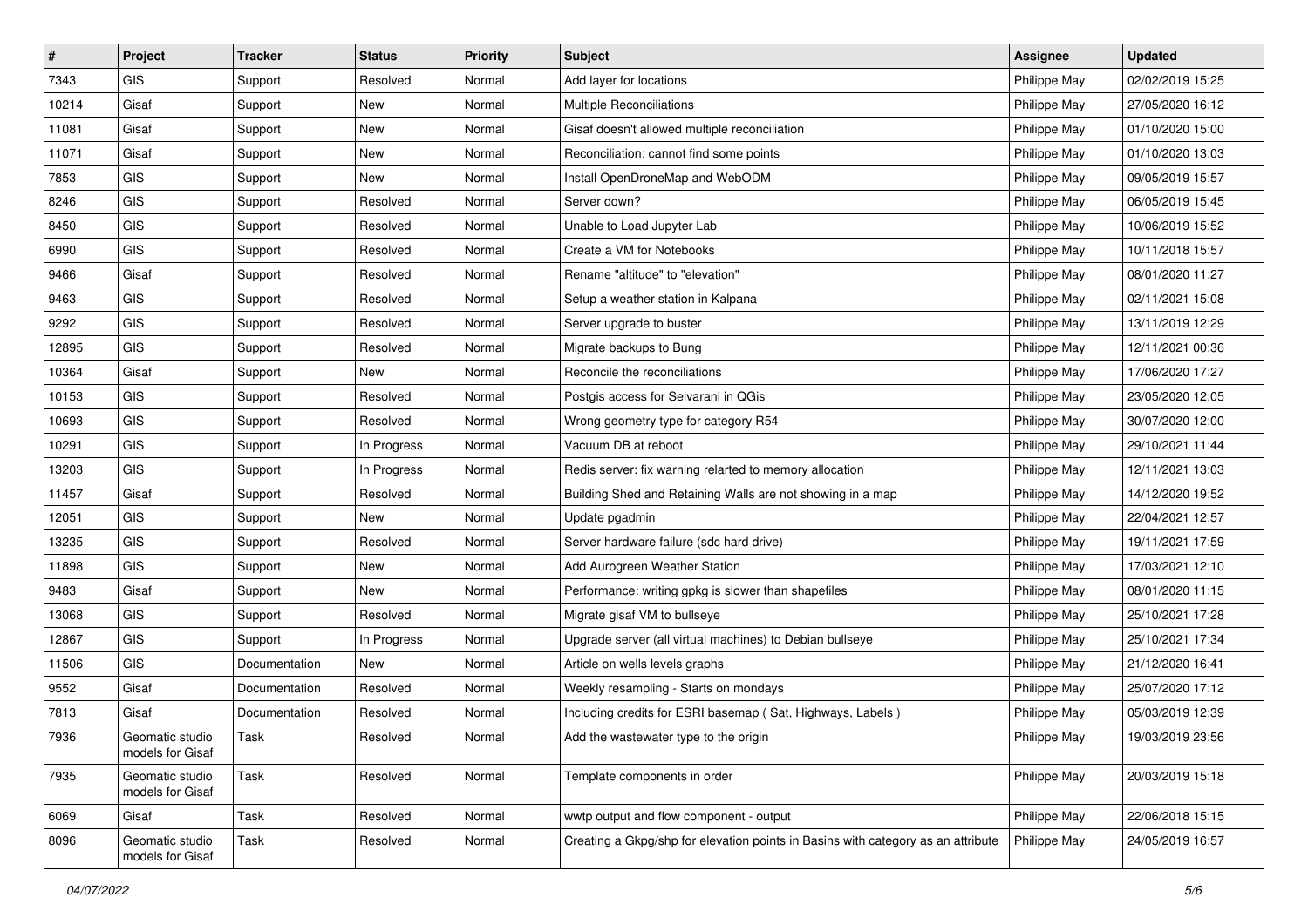| # | Project | Tracker | Status | Priority | Subject | Assignee | Updated |
|---|---|---|---|---|---|---|---|
| 7343 | GIS | Support | Resolved | Normal | Add layer for locations | Philippe May | 02/02/2019 15:25 |
| 10214 | Gisaf | Support | New | Normal | Multiple Reconciliations | Philippe May | 27/05/2020 16:12 |
| 11081 | Gisaf | Support | New | Normal | Gisaf doesn't allowed multiple reconciliation | Philippe May | 01/10/2020 15:00 |
| 11071 | Gisaf | Support | New | Normal | Reconciliation: cannot find some points | Philippe May | 01/10/2020 13:03 |
| 7853 | GIS | Support | New | Normal | Install OpenDroneMap and WebODM | Philippe May | 09/05/2019 15:57 |
| 8246 | GIS | Support | Resolved | Normal | Server down? | Philippe May | 06/05/2019 15:45 |
| 8450 | GIS | Support | Resolved | Normal | Unable to Load Jupyter Lab | Philippe May | 10/06/2019 15:52 |
| 6990 | GIS | Support | Resolved | Normal | Create a VM for Notebooks | Philippe May | 10/11/2018 15:57 |
| 9466 | Gisaf | Support | Resolved | Normal | Rename "altitude" to "elevation" | Philippe May | 08/01/2020 11:27 |
| 9463 | GIS | Support | Resolved | Normal | Setup a weather station in Kalpana | Philippe May | 02/11/2021 15:08 |
| 9292 | GIS | Support | Resolved | Normal | Server upgrade to buster | Philippe May | 13/11/2019 12:29 |
| 12895 | GIS | Support | Resolved | Normal | Migrate backups to Bung | Philippe May | 12/11/2021 00:36 |
| 10364 | Gisaf | Support | New | Normal | Reconcile the reconciliations | Philippe May | 17/06/2020 17:27 |
| 10153 | GIS | Support | Resolved | Normal | Postgis access for Selvarani in QGis | Philippe May | 23/05/2020 12:05 |
| 10693 | GIS | Support | Resolved | Normal | Wrong geometry type for category R54 | Philippe May | 30/07/2020 12:00 |
| 10291 | GIS | Support | In Progress | Normal | Vacuum DB at reboot | Philippe May | 29/10/2021 11:44 |
| 13203 | GIS | Support | In Progress | Normal | Redis server: fix warning relarted to memory allocation | Philippe May | 12/11/2021 13:03 |
| 11457 | Gisaf | Support | Resolved | Normal | Building Shed and Retaining Walls are not showing in a map | Philippe May | 14/12/2020 19:52 |
| 12051 | GIS | Support | New | Normal | Update pgadmin | Philippe May | 22/04/2021 12:57 |
| 13235 | GIS | Support | Resolved | Normal | Server hardware failure (sdc hard drive) | Philippe May | 19/11/2021 17:59 |
| 11898 | GIS | Support | New | Normal | Add Aurogreen Weather Station | Philippe May | 17/03/2021 12:10 |
| 9483 | Gisaf | Support | New | Normal | Performance: writing gpkg is slower than shapefiles | Philippe May | 08/01/2020 11:15 |
| 13068 | GIS | Support | Resolved | Normal | Migrate gisaf VM to bullseye | Philippe May | 25/10/2021 17:28 |
| 12867 | GIS | Support | In Progress | Normal | Upgrade server (all virtual machines) to Debian bullseye | Philippe May | 25/10/2021 17:34 |
| 11506 | GIS | Documentation | New | Normal | Article on wells levels graphs | Philippe May | 21/12/2020 16:41 |
| 9552 | Gisaf | Documentation | Resolved | Normal | Weekly resampling - Starts on mondays | Philippe May | 25/07/2020 17:12 |
| 7813 | Gisaf | Documentation | Resolved | Normal | Including credits for ESRI basemap ( Sat, Highways, Labels ) | Philippe May | 05/03/2019 12:39 |
| 7936 | Geomatic studio models for Gisaf | Task | Resolved | Normal | Add the wastewater type to the origin | Philippe May | 19/03/2019 23:56 |
| 7935 | Geomatic studio models for Gisaf | Task | Resolved | Normal | Template components in order | Philippe May | 20/03/2019 15:18 |
| 6069 | Gisaf | Task | Resolved | Normal | wwtp output and flow component - output | Philippe May | 22/06/2018 15:15 |
| 8096 | Geomatic studio models for Gisaf | Task | Resolved | Normal | Creating a Gkpg/shp for elevation points in Basins with category as an attribute | Philippe May | 24/05/2019 16:57 |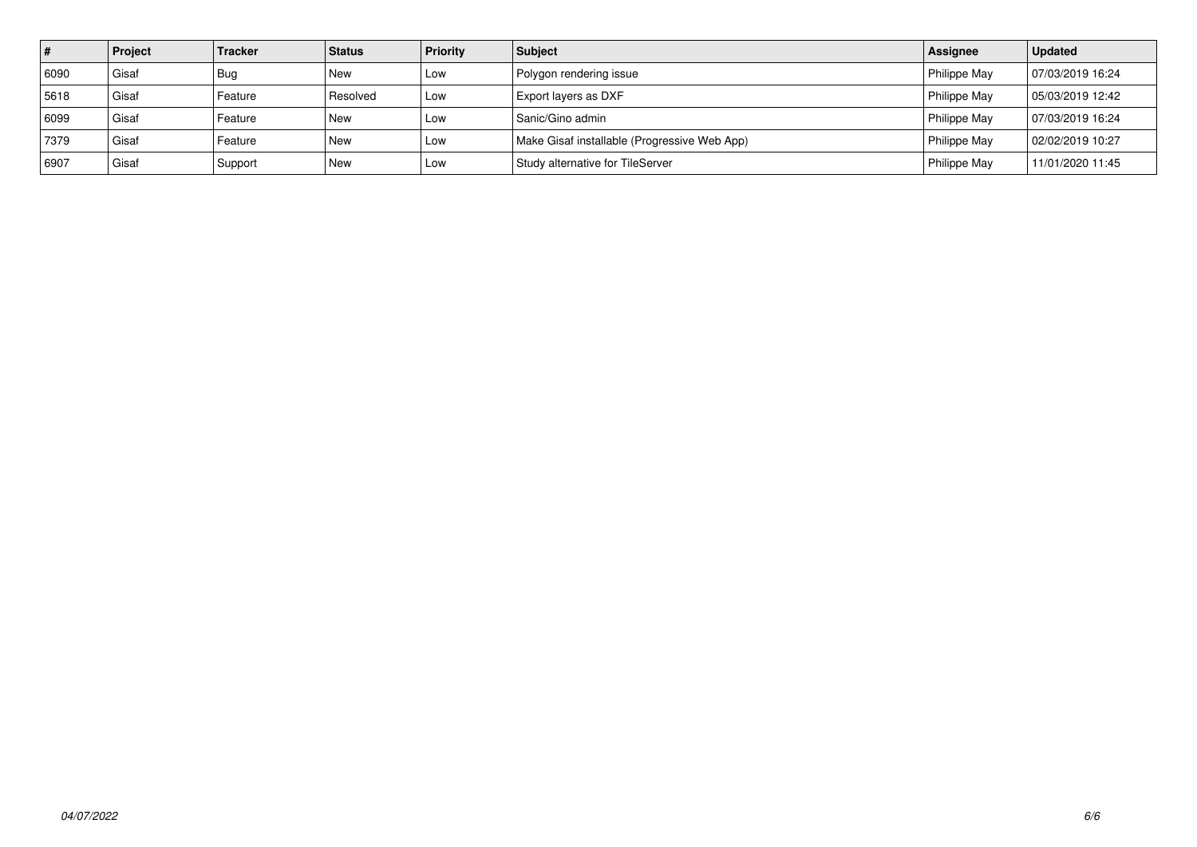| # | Project | Tracker | Status | Priority | Subject | Assignee | Updated |
|---|---|---|---|---|---|---|---|
| 6090 | Gisaf | Bug | New | Low | Polygon rendering issue | Philippe May | 07/03/2019 16:24 |
| 5618 | Gisaf | Feature | Resolved | Low | Export layers as DXF | Philippe May | 05/03/2019 12:42 |
| 6099 | Gisaf | Feature | New | Low | Sanic/Gino admin | Philippe May | 07/03/2019 16:24 |
| 7379 | Gisaf | Feature | New | Low | Make Gisaf installable (Progressive Web App) | Philippe May | 02/02/2019 10:27 |
| 6907 | Gisaf | Support | New | Low | Study alternative for TileServer | Philippe May | 11/01/2020 11:45 |